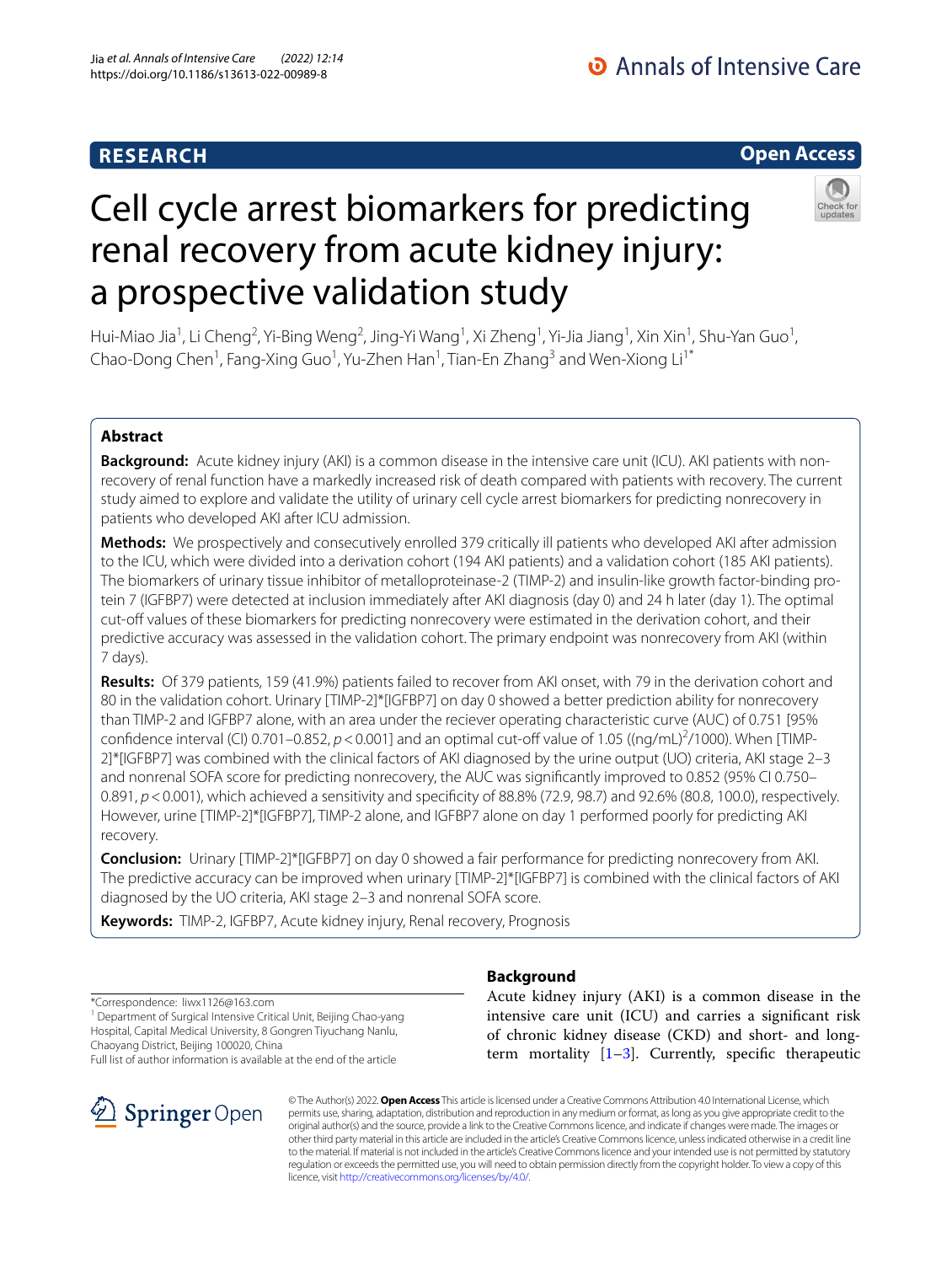**RESEARCH** **Open Access**

# Cell cycle arrest biomarkers for predicting renal recovery from acute kidney injury: a prospective validation study

Hui-Miao Jia[1], Li Cheng[2], Yi-Bing Weng[2], Jing-Yi Wang[1], Xi Zheng[1], Yi-Jia Jiang[1], Xin Xin[1], Shu-Yan Guo[1], Chao-Dong Chen[1], Fang-Xing Guo[1], Yu-Zhen Han[1], Tian-En Zhang[3] and Wen-Xiong Li[1*]

## Abstract

**Background:** Acute kidney injury (AKI) is a common disease in the intensive care unit (ICU). AKI patients with non-recovery of renal function have a markedly increased risk of death compared with patients with recovery. The current study aimed to explore and validate the utility of urinary cell cycle arrest biomarkers for predicting nonrecovery in patients who developed AKI after ICU admission.

**Methods:** We prospectively and consecutively enrolled 379 critically ill patients who developed AKI after admission to the ICU, which were divided into a derivation cohort (194 AKI patients) and a validation cohort (185 AKI patients). The biomarkers of urinary tissue inhibitor of metalloproteinase-2 (TIMP-2) and insulin-like growth factor-binding protein 7 (IGFBP7) were detected at inclusion immediately after AKI diagnosis (day 0) and 24 h later (day 1). The optimal cut-off values of these biomarkers for predicting nonrecovery were estimated in the derivation cohort, and their predictive accuracy was assessed in the validation cohort. The primary endpoint was nonrecovery from AKI (within 7 days).

**Results:** Of 379 patients, 159 (41.9%) patients failed to recover from AKI onset, with 79 in the derivation cohort and 80 in the validation cohort. Urinary [TIMP-2]*[IGFBP7] on day 0 showed a better prediction ability for nonrecovery than TIMP-2 and IGFBP7 alone, with an area under the reciever operating characteristic curve (AUC) of 0.751 [95% confidence interval (CI) 0.701–0.852, $p < 0.001$] and an optimal cut-off value of 1.05 ($(ng/mL)^2/1000$). When [TIMP-2]*[IGFBP7] was combined with the clinical factors of AKI diagnosed by the urine output (UO) criteria, AKI stage 2–3 and nonrenal SOFA score for predicting nonrecovery, the AUC was significantly improved to 0.852 (95% CI 0.750–0.891, $p < 0.001$), which achieved a sensitivity and specificity of 88.8% (72.9, 98.7) and 92.6% (80.8, 100.0), respectively. However, urine [TIMP-2]*[IGFBP7], TIMP-2 alone, and IGFBP7 alone on day 1 performed poorly for predicting AKI recovery.

**Conclusion:** Urinary [TIMP-2]*[IGFBP7] on day 0 showed a fair performance for predicting nonrecovery from AKI. The predictive accuracy can be improved when urinary [TIMP-2]*[IGFBP7] is combined with the clinical factors of AKI diagnosed by the UO criteria, AKI stage 2–3 and nonrenal SOFA score.

**Keywords:** TIMP-2, IGFBP7, Acute kidney injury, Renal recovery, Prognosis

*Correspondence: liwx1126@163.com
[1] Department of Surgical Intensive Critical Unit, Beijing Chao-yang Hospital, Capital Medical University, 8 Gongren Tiyuchang Nanlu, Chaoyang District, Beijing 100020, China
Full list of author information is available at the end of the article

## Background

Acute kidney injury (AKI) is a common disease in the intensive care unit (ICU) and carries a significant risk of chronic kidney disease (CKD) and short- and long-term mortality [1–3]. Currently, specific therapeutic

© The Author(s) 2022. **Open Access** This article is licensed under a Creative Commons Attribution 4.0 International License, which permits use, sharing, adaptation, distribution and reproduction in any medium or format, as long as you give appropriate credit to the original author(s) and the source, provide a link to the Creative Commons licence, and indicate if changes were made. The images or other third party material in this article are included in the article's Creative Commons licence, unless indicated otherwise in a credit line to the material. If material is not included in the article's Creative Commons licence and your intended use is not permitted by statutory regulation or exceeds the permitted use, you will need to obtain permission directly from the copyright holder. To view a copy of this licence, visit http://creativecommons.org/licenses/by/4.0/.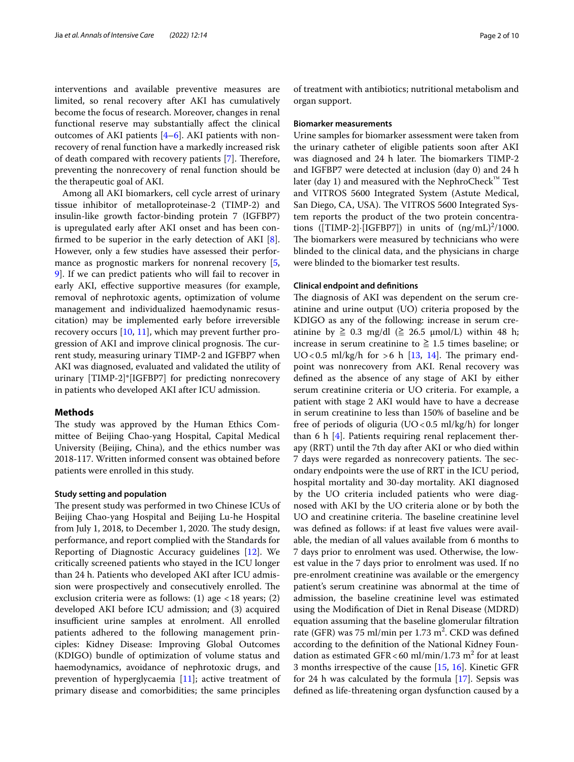interventions and available preventive measures are limited, so renal recovery after AKI has cumulatively become the focus of research. Moreover, changes in renal functional reserve may substantially affect the clinical outcomes of AKI patients [4–6]. AKI patients with nonrecovery of renal function have a markedly increased risk of death compared with recovery patients [7]. Therefore, preventing the nonrecovery of renal function should be the therapeutic goal of AKI.

Among all AKI biomarkers, cell cycle arrest of urinary tissue inhibitor of metalloproteinase-2 (TIMP-2) and insulin-like growth factor-binding protein 7 (IGFBP7) is upregulated early after AKI onset and has been confirmed to be superior in the early detection of AKI [8]. However, only a few studies have assessed their performance as prognostic markers for nonrenal recovery [5, 9]. If we can predict patients who will fail to recover in early AKI, effective supportive measures (for example, removal of nephrotoxic agents, optimization of volume management and individualized haemodynamic resuscitation) may be implemented early before irreversible recovery occurs [10, 11], which may prevent further progression of AKI and improve clinical prognosis. The current study, measuring urinary TIMP-2 and IGFBP7 when AKI was diagnosed, evaluated and validated the utility of urinary [TIMP-2]*[IGFBP7] for predicting nonrecovery in patients who developed AKI after ICU admission.

## Methods

The study was approved by the Human Ethics Committee of Beijing Chao-yang Hospital, Capital Medical University (Beijing, China), and the ethics number was 2018-117. Written informed consent was obtained before patients were enrolled in this study.

### Study setting and population

The present study was performed in two Chinese ICUs of Beijing Chao-yang Hospital and Beijing Lu-he Hospital from July 1, 2018, to December 1, 2020. The study design, performance, and report complied with the Standards for Reporting of Diagnostic Accuracy guidelines [12]. We critically screened patients who stayed in the ICU longer than 24 h. Patients who developed AKI after ICU admission were prospectively and consecutively enrolled. The exclusion criteria were as follows: (1) age <18 years; (2) developed AKI before ICU admission; and (3) acquired insufficient urine samples at enrolment. All enrolled patients adhered to the following management principles: Kidney Disease: Improving Global Outcomes (KDIGO) bundle of optimization of volume status and haemodynamics, avoidance of nephrotoxic drugs, and prevention of hyperglycaemia [11]; active treatment of primary disease and comorbidities; the same principles of treatment with antibiotics; nutritional metabolism and organ support.

### Biomarker measurements

Urine samples for biomarker assessment were taken from the urinary catheter of eligible patients soon after AKI was diagnosed and 24 h later. The biomarkers TIMP-2 and IGFBP7 were detected at inclusion (day 0) and 24 h later (day 1) and measured with the NephroCheck™ Test and VITROS 5600 Integrated System (Astute Medical, San Diego, CA, USA). The VITROS 5600 Integrated System reports the product of the two protein concentrations ([TIMP-2]·[IGFBP7]) in units of $(ng/mL)^2/1000$. The biomarkers were measured by technicians who were blinded to the clinical data, and the physicians in charge were blinded to the biomarker test results.

### Clinical endpoint and definitions

The diagnosis of AKI was dependent on the serum creatinine and urine output (UO) criteria proposed by the KDIGO as any of the following: increase in serum creatinine by ≧ 0.3 mg/dl (≧ 26.5 μmol/L) within 48 h; increase in serum creatinine to ≧ 1.5 times baseline; or UO < 0.5 ml/kg/h for > 6 h [13, 14]. The primary endpoint was nonrecovery from AKI. Renal recovery was defined as the absence of any stage of AKI by either serum creatinine criteria or UO criteria. For example, a patient with stage 2 AKI would have to have a decrease in serum creatinine to less than 150% of baseline and be free of periods of oliguria (UO < 0.5 ml/kg/h) for longer than 6 h [4]. Patients requiring renal replacement therapy (RRT) until the 7th day after AKI or who died within 7 days were regarded as nonrecovery patients. The secondary endpoints were the use of RRT in the ICU period, hospital mortality and 30-day mortality. AKI diagnosed by the UO criteria included patients who were diagnosed with AKI by the UO criteria alone or by both the UO and creatinine criteria. The baseline creatinine level was defined as follows: if at least five values were available, the median of all values available from 6 months to 7 days prior to enrolment was used. Otherwise, the lowest value in the 7 days prior to enrolment was used. If no pre-enrolment creatinine was available or the emergency patient's serum creatinine was abnormal at the time of admission, the baseline creatinine level was estimated using the Modification of Diet in Renal Disease (MDRD) equation assuming that the baseline glomerular filtration rate (GFR) was 75 ml/min per 1.73 $m^2$. CKD was defined according to the definition of the National Kidney Foundation as estimated GFR < 60 ml/min/1.73 $m^2$ for at least 3 months irrespective of the cause [15, 16]. Kinetic GFR for 24 h was calculated by the formula [17]. Sepsis was defined as life-threatening organ dysfunction caused by a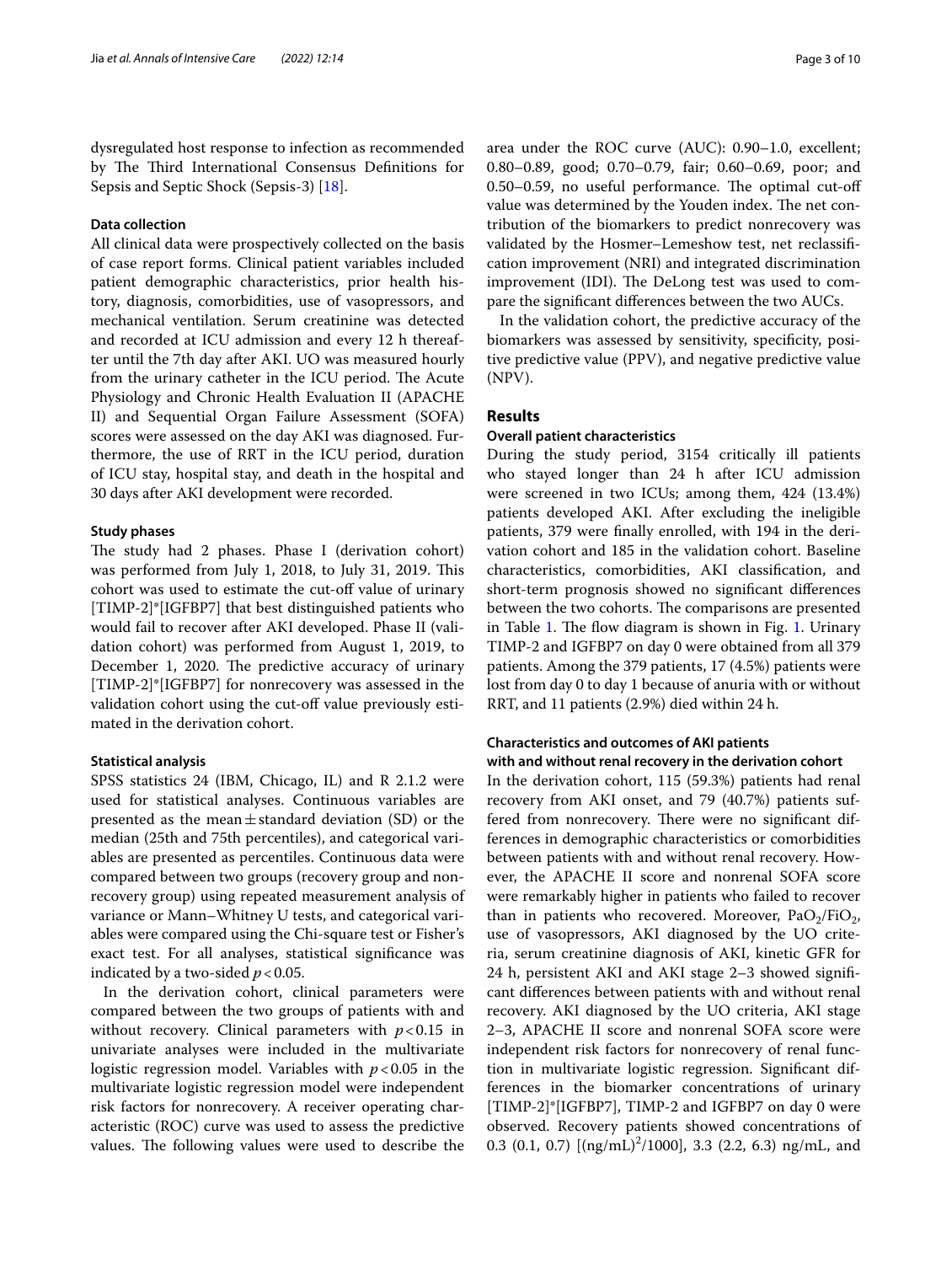dysregulated host response to infection as recommended by The Third International Consensus Definitions for Sepsis and Septic Shock (Sepsis-3) [18].

### Data collection

All clinical data were prospectively collected on the basis of case report forms. Clinical patient variables included patient demographic characteristics, prior health history, diagnosis, comorbidities, use of vasopressors, and mechanical ventilation. Serum creatinine was detected and recorded at ICU admission and every 12 h thereafter until the 7th day after AKI. UO was measured hourly from the urinary catheter in the ICU period. The Acute Physiology and Chronic Health Evaluation II (APACHE II) and Sequential Organ Failure Assessment (SOFA) scores were assessed on the day AKI was diagnosed. Furthermore, the use of RRT in the ICU period, duration of ICU stay, hospital stay, and death in the hospital and 30 days after AKI development were recorded.

### Study phases

The study had 2 phases. Phase I (derivation cohort) was performed from July 1, 2018, to July 31, 2019. This cohort was used to estimate the cut-off value of urinary [TIMP-2]*[IGFBP7] that best distinguished patients who would fail to recover after AKI developed. Phase II (validation cohort) was performed from August 1, 2019, to December 1, 2020. The predictive accuracy of urinary [TIMP-2]*[IGFBP7] for nonrecovery was assessed in the validation cohort using the cut-off value previously estimated in the derivation cohort.

### Statistical analysis

SPSS statistics 24 (IBM, Chicago, IL) and R 2.1.2 were used for statistical analyses. Continuous variables are presented as the mean ± standard deviation (SD) or the median (25th and 75th percentiles), and categorical variables are presented as percentiles. Continuous data were compared between two groups (recovery group and nonrecovery group) using repeated measurement analysis of variance or Mann–Whitney U tests, and categorical variables were compared using the Chi-square test or Fisher's exact test. For all analyses, statistical significance was indicated by a two-sided $p < 0.05$.

In the derivation cohort, clinical parameters were compared between the two groups of patients with and without recovery. Clinical parameters with $p < 0.15$ in univariate analyses were included in the multivariate logistic regression model. Variables with $p < 0.05$ in the multivariate logistic regression model were independent risk factors for nonrecovery. A receiver operating characteristic (ROC) curve was used to assess the predictive values. The following values were used to describe the area under the ROC curve (AUC): 0.90–1.0, excellent; 0.80–0.89, good; 0.70–0.79, fair; 0.60–0.69, poor; and 0.50–0.59, no useful performance. The optimal cut-off value was determined by the Youden index. The net contribution of the biomarkers to predict nonrecovery was validated by the Hosmer–Lemeshow test, net reclassification improvement (NRI) and integrated discrimination improvement (IDI). The DeLong test was used to compare the significant differences between the two AUCs.

In the validation cohort, the predictive accuracy of the biomarkers was assessed by sensitivity, specificity, positive predictive value (PPV), and negative predictive value (NPV).

## Results

### Overall patient characteristics

During the study period, 3154 critically ill patients who stayed longer than 24 h after ICU admission were screened in two ICUs; among them, 424 (13.4%) patients developed AKI. After excluding the ineligible patients, 379 were finally enrolled, with 194 in the derivation cohort and 185 in the validation cohort. Baseline characteristics, comorbidities, AKI classification, and short-term prognosis showed no significant differences between the two cohorts. The comparisons are presented in Table 1. The flow diagram is shown in Fig. 1. Urinary TIMP-2 and IGFBP7 on day 0 were obtained from all 379 patients. Among the 379 patients, 17 (4.5%) patients were lost from day 0 to day 1 because of anuria with or without RRT, and 11 patients (2.9%) died within 24 h.

### Characteristics and outcomes of AKI patients with and without renal recovery in the derivation cohort

In the derivation cohort, 115 (59.3%) patients had renal recovery from AKI onset, and 79 (40.7%) patients suffered from nonrecovery. There were no significant differences in demographic characteristics or comorbidities between patients with and without renal recovery. However, the APACHE II score and nonrenal SOFA score were remarkably higher in patients who failed to recover than in patients who recovered. Moreover, $PaO_2/FiO_2$, use of vasopressors, AKI diagnosed by the UO criteria, serum creatinine diagnosis of AKI, kinetic GFR for 24 h, persistent AKI and AKI stage 2–3 showed significant differences between patients with and without renal recovery. AKI diagnosed by the UO criteria, AKI stage 2–3, APACHE II score and nonrenal SOFA score were independent risk factors for nonrecovery of renal function in multivariate logistic regression. Significant differences in the biomarker concentrations of urinary [TIMP-2]*[IGFBP7], TIMP-2 and IGFBP7 on day 0 were observed. Recovery patients showed concentrations of 0.3 (0.1, 0.7) $[(ng/mL)^2/1000]$, 3.3 (2.2, 6.3) ng/mL, and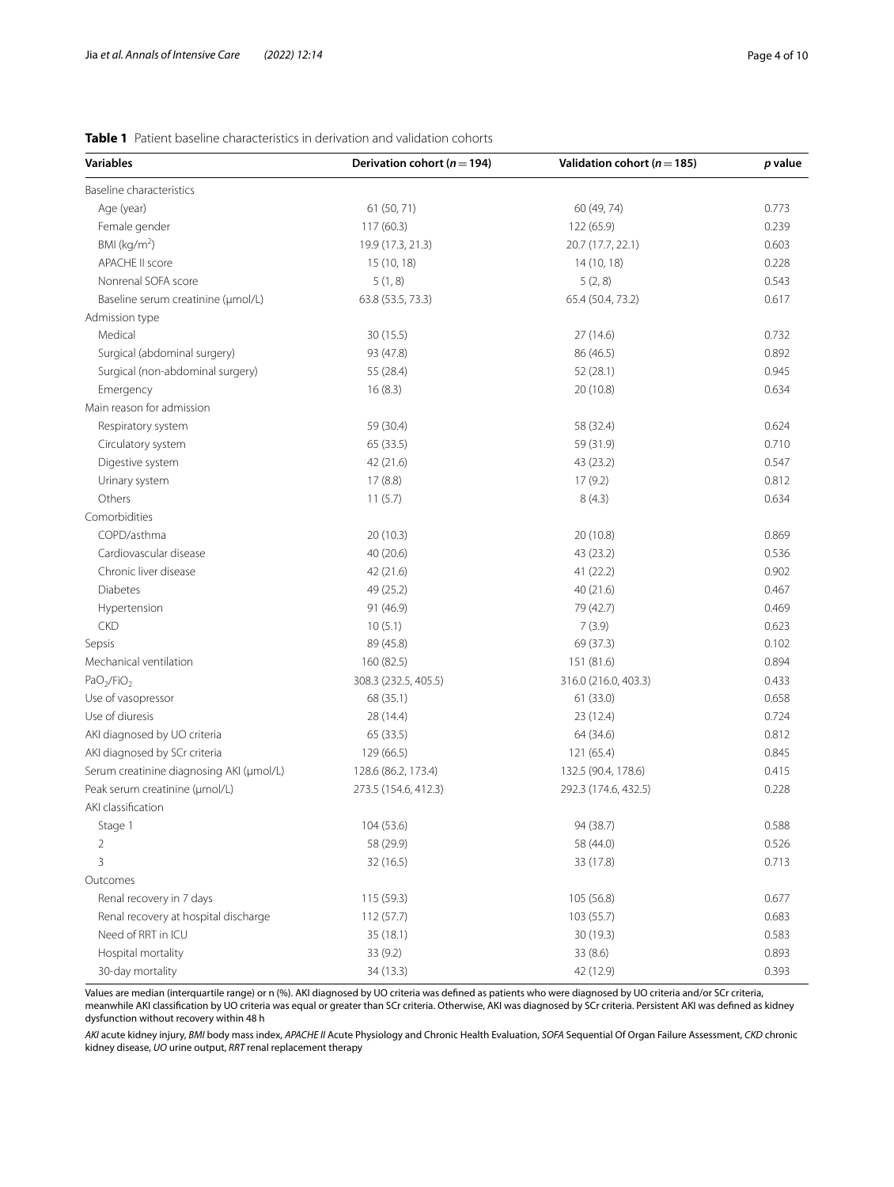**Table 1** Patient baseline characteristics in derivation and validation cohorts

| Variables | Derivation cohort ($n = 194$) | Validation cohort ($n = 185$) | *p* value |
|---|---|---|---|
| Baseline characteristics | | | |
| Age (year) | 61 (50, 71) | 60 (49, 74) | 0.773 |
| Female gender | 117 (60.3) | 122 (65.9) | 0.239 |
| BMI ($kg/m^2$) | 19.9 (17.3, 21.3) | 20.7 (17.7, 22.1) | 0.603 |
| APACHE II score | 15 (10, 18) | 14 (10, 18) | 0.228 |
| Nonrenal SOFA score | 5 (1, 8) | 5 (2, 8) | 0.543 |
| Baseline serum creatinine (μmol/L) | 63.8 (53.5, 73.3) | 65.4 (50.4, 73.2) | 0.617 |
| Admission type | | | |
| Medical | 30 (15.5) | 27 (14.6) | 0.732 |
| Surgical (abdominal surgery) | 93 (47.8) | 86 (46.5) | 0.892 |
| Surgical (non-abdominal surgery) | 55 (28.4) | 52 (28.1) | 0.945 |
| Emergency | 16 (8.3) | 20 (10.8) | 0.634 |
| Main reason for admission | | | |
| Respiratory system | 59 (30.4) | 58 (32.4) | 0.624 |
| Circulatory system | 65 (33.5) | 59 (31.9) | 0.710 |
| Digestive system | 42 (21.6) | 43 (23.2) | 0.547 |
| Urinary system | 17 (8.8) | 17 (9.2) | 0.812 |
| Others | 11 (5.7) | 8 (4.3) | 0.634 |
| Comorbidities | | | |
| COPD/asthma | 20 (10.3) | 20 (10.8) | 0.869 |
| Cardiovascular disease | 40 (20.6) | 43 (23.2) | 0.536 |
| Chronic liver disease | 42 (21.6) | 41 (22.2) | 0.902 |
| Diabetes | 49 (25.2) | 40 (21.6) | 0.467 |
| Hypertension | 91 (46.9) | 79 (42.7) | 0.469 |
| CKD | 10 (5.1) | 7 (3.9) | 0.623 |
| Sepsis | 89 (45.8) | 69 (37.3) | 0.102 |
| Mechanical ventilation | 160 (82.5) | 151 (81.6) | 0.894 |
| $PaO_2/FiO_2$ | 308.3 (232.5, 405.5) | 316.0 (216.0, 403.3) | 0.433 |
| Use of vasopressor | 68 (35.1) | 61 (33.0) | 0.658 |
| Use of diuresis | 28 (14.4) | 23 (12.4) | 0.724 |
| AKI diagnosed by UO criteria | 65 (33.5) | 64 (34.6) | 0.812 |
| AKI diagnosed by SCr criteria | 129 (66.5) | 121 (65.4) | 0.845 |
| Serum creatinine diagnosing AKI (μmol/L) | 128.6 (86.2, 173.4) | 132.5 (90.4, 178.6) | 0.415 |
| Peak serum creatinine (μmol/L) | 273.5 (154.6, 412.3) | 292.3 (174.6, 432.5) | 0.228 |
| AKI classification | | | |
| Stage 1 | 104 (53.6) | 94 (38.7) | 0.588 |
| 2 | 58 (29.9) | 58 (44.0) | 0.526 |
| 3 | 32 (16.5) | 33 (17.8) | 0.713 |
| Outcomes | | | |
| Renal recovery in 7 days | 115 (59.3) | 105 (56.8) | 0.677 |
| Renal recovery at hospital discharge | 112 (57.7) | 103 (55.7) | 0.683 |
| Need of RRT in ICU | 35 (18.1) | 30 (19.3) | 0.583 |
| Hospital mortality | 33 (9.2) | 33 (8.6) | 0.893 |
| 30-day mortality | 34 (13.3) | 42 (12.9) | 0.393 |

Values are median (interquartile range) or n (%). AKI diagnosed by UO criteria was defined as patients who were diagnosed by UO criteria and/or SCr criteria, meanwhile AKI classification by UO criteria was equal or greater than SCr criteria. Otherwise, AKI was diagnosed by SCr criteria. Persistent AKI was defined as kidney dysfunction without recovery within 48 h

*AKI* acute kidney injury, *BMI* body mass index, *APACHE II* Acute Physiology and Chronic Health Evaluation, *SOFA* Sequential Of Organ Failure Assessment, *CKD* chronic kidney disease, *UO* urine output, *RRT* renal replacement therapy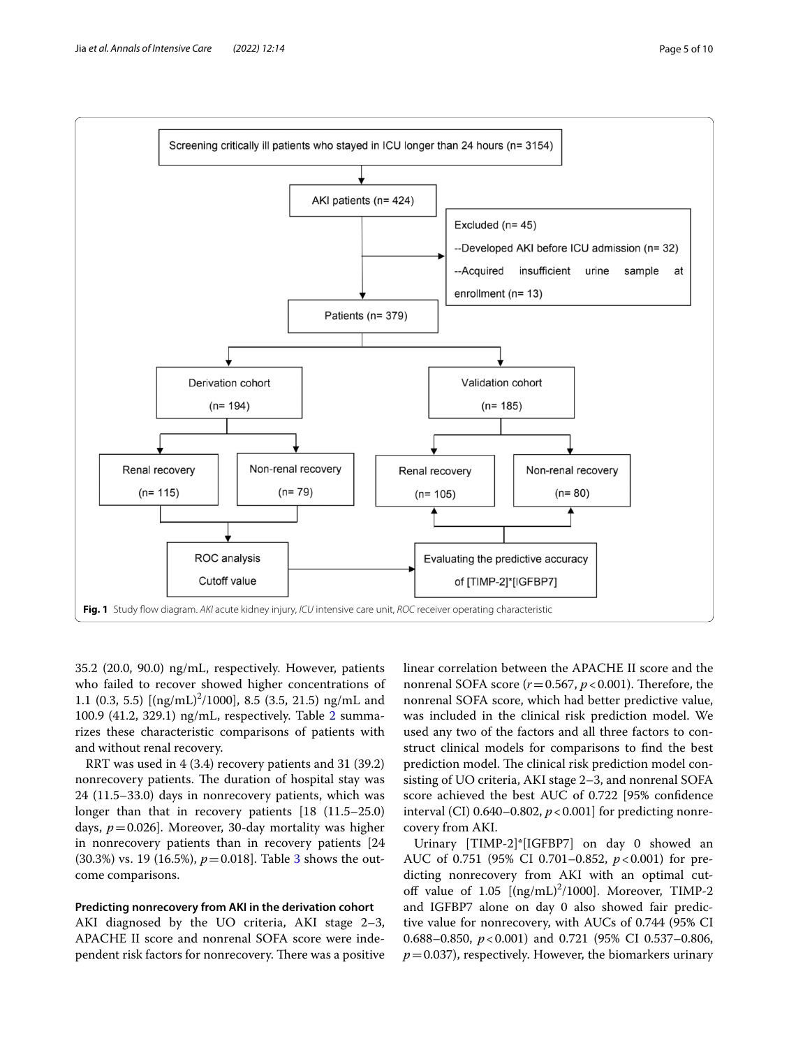Fig. 1 Study flow diagram. *AKI* acute kidney injury, *ICU* intensive care unit, *ROC* receiver operating characteristic

35.2 (20.0, 90.0) ng/mL, respectively. However, patients who failed to recover showed higher concentrations of 1.1 (0.3, 5.5) [$(ng/mL)^2/1000$], 8.5 (3.5, 21.5) ng/mL and 100.9 (41.2, 329.1) ng/mL, respectively. Table 2 summarizes these characteristic comparisons of patients with and without renal recovery.

RRT was used in 4 (3.4) recovery patients and 31 (39.2) nonrecovery patients. The duration of hospital stay was 24 (11.5–33.0) days in nonrecovery patients, which was longer than that in recovery patients [18 (11.5–25.0) days, $p=0.026$]. Moreover, 30-day mortality was higher in nonrecovery patients than in recovery patients [24 (30.3%) vs. 19 (16.5%), $p=0.018$]. Table 3 shows the outcome comparisons.

**Predicting nonrecovery from AKI in the derivation cohort**

AKI diagnosed by the UO criteria, AKI stage 2–3, APACHE II score and nonrenal SOFA score were independent risk factors for nonrecovery. There was a positive linear correlation between the APACHE II score and the nonrenal SOFA score ($r=0.567$, $p<0.001$). Therefore, the nonrenal SOFA score, which had better predictive value, was included in the clinical risk prediction model. We used any two of the factors and all three factors to construct clinical models for comparisons to find the best prediction model. The clinical risk prediction model consisting of UO criteria, AKI stage 2–3, and nonrenal SOFA score achieved the best AUC of 0.722 [95% confidence interval (CI) 0.640–0.802, $p<0.001$] for predicting nonrecovery from AKI.

Urinary [TIMP-2]*[IGFBP7] on day 0 showed an AUC of 0.751 (95% CI 0.701–0.852, $p<0.001$) for predicting nonrecovery from AKI with an optimal cutoff value of 1.05 [$(ng/mL)^2/1000$]. Moreover, TIMP-2 and IGFBP7 alone on day 0 also showed fair predictive value for nonrecovery, with AUCs of 0.744 (95% CI 0.688–0.850, $p<0.001$) and 0.721 (95% CI 0.537–0.806, $p=0.037$), respectively. However, the biomarkers urinary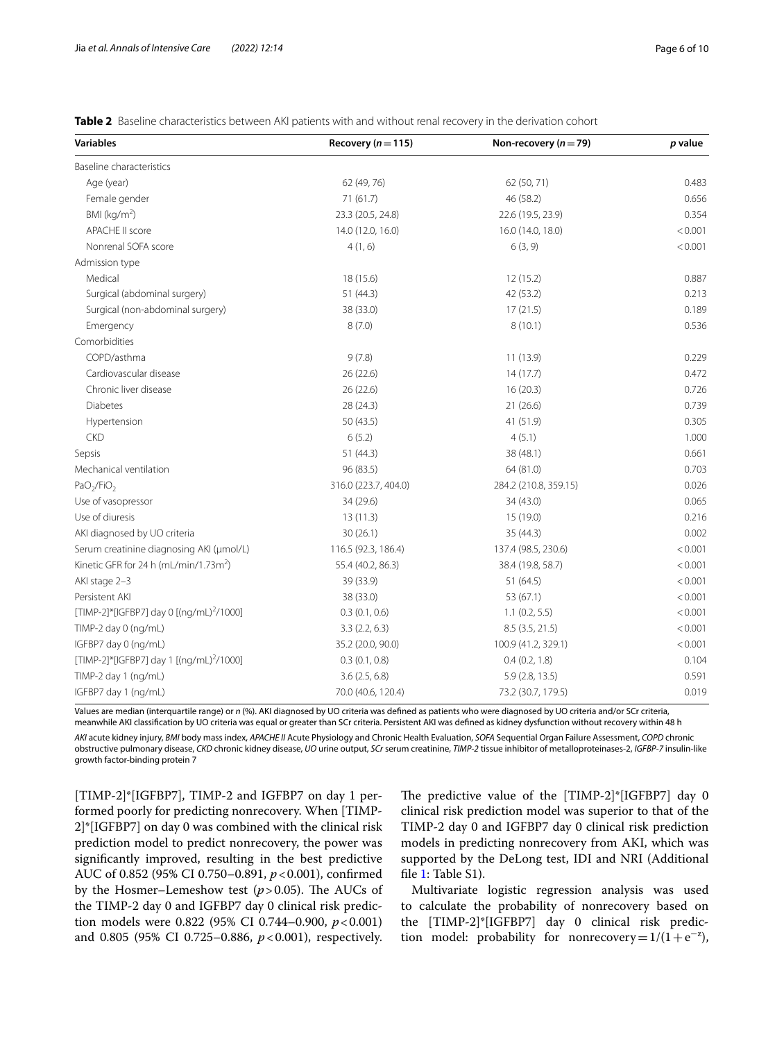**Table 2** Baseline characteristics between AKI patients with and without renal recovery in the derivation cohort

| Variables | Recovery ($n = 115$) | Non-recovery ($n = 79$) | *p* value |
|---|---|---|---|
| Baseline characteristics | | | |
| Age (year) | 62 (49, 76) | 62 (50, 71) | 0.483 |
| Female gender | 71 (61.7) | 46 (58.2) | 0.656 |
| BMI (kg/m$^2$) | 23.3 (20.5, 24.8) | 22.6 (19.5, 23.9) | 0.354 |
| APACHE II score | 14.0 (12.0, 16.0) | 16.0 (14.0, 18.0) | < 0.001 |
| Nonrenal SOFA score | 4 (1, 6) | 6 (3, 9) | < 0.001 |
| Admission type | | | |
| Medical | 18 (15.6) | 12 (15.2) | 0.887 |
| Surgical (abdominal surgery) | 51 (44.3) | 42 (53.2) | 0.213 |
| Surgical (non-abdominal surgery) | 38 (33.0) | 17 (21.5) | 0.189 |
| Emergency | 8 (7.0) | 8 (10.1) | 0.536 |
| Comorbidities | | | |
| COPD/asthma | 9 (7.8) | 11 (13.9) | 0.229 |
| Cardiovascular disease | 26 (22.6) | 14 (17.7) | 0.472 |
| Chronic liver disease | 26 (22.6) | 16 (20.3) | 0.726 |
| Diabetes | 28 (24.3) | 21 (26.6) | 0.739 |
| Hypertension | 50 (43.5) | 41 (51.9) | 0.305 |
| CKD | 6 (5.2) | 4 (5.1) | 1.000 |
| Sepsis | 51 (44.3) | 38 (48.1) | 0.661 |
| Mechanical ventilation | 96 (83.5) | 64 (81.0) | 0.703 |
| $PaO_2/FiO_2$ | 316.0 (223.7, 404.0) | 284.2 (210.8, 359.15) | 0.026 |
| Use of vasopressor | 34 (29.6) | 34 (43.0) | 0.065 |
| Use of diuresis | 13 (11.3) | 15 (19.0) | 0.216 |
| AKI diagnosed by UO criteria | 30 (26.1) | 35 (44.3) | 0.002 |
| Serum creatinine diagnosing AKI (μmol/L) | 116.5 (92.3, 186.4) | 137.4 (98.5, 230.6) | < 0.001 |
| Kinetic GFR for 24 h (mL/min/1.73m$^2$) | 55.4 (40.2, 86.3) | 38.4 (19.8, 58.7) | < 0.001 |
| AKI stage 2–3 | 39 (33.9) | 51 (64.5) | < 0.001 |
| Persistent AKI | 38 (33.0) | 53 (67.1) | < 0.001 |
| [TIMP-2]*[IGFBP7] day 0 [(ng/mL)$^2$/1000] | 0.3 (0.1, 0.6) | 1.1 (0.2, 5.5) | < 0.001 |
| TIMP-2 day 0 (ng/mL) | 3.3 (2.2, 6.3) | 8.5 (3.5, 21.5) | < 0.001 |
| IGFBP7 day 0 (ng/mL) | 35.2 (20.0, 90.0) | 100.9 (41.2, 329.1) | < 0.001 |
| [TIMP-2]*[IGFBP7] day 1 [(ng/mL)$^2$/1000] | 0.3 (0.1, 0.8) | 0.4 (0.2, 1.8) | 0.104 |
| TIMP-2 day 1 (ng/mL) | 3.6 (2.5, 6.8) | 5.9 (2.8, 13.5) | 0.591 |
| IGFBP7 day 1 (ng/mL) | 70.0 (40.6, 120.4) | 73.2 (30.7, 179.5) | 0.019 |

Values are median (interquartile range) or *n* (%). AKI diagnosed by UO criteria was defined as patients who were diagnosed by UO criteria and/or SCr criteria, meanwhile AKI classification by UO criteria was equal or greater than SCr criteria. Persistent AKI was defined as kidney dysfunction without recovery within 48 h

*AKI* acute kidney injury, *BMI* body mass index, *APACHE II* Acute Physiology and Chronic Health Evaluation, *SOFA* Sequential Organ Failure Assessment, *COPD* chronic obstructive pulmonary disease, *CKD* chronic kidney disease, *UO* urine output, *SCr* serum creatinine, *TIMP-2* tissue inhibitor of metalloproteinases-2, *IGFBP-7* insulin-like growth factor-binding protein 7

[TIMP-2]*[IGFBP7], TIMP-2 and IGFBP7 on day 1 performed poorly for predicting nonrecovery. When [TIMP-2]*[IGFBP7] on day 0 was combined with the clinical risk prediction model to predict nonrecovery, the power was significantly improved, resulting in the best predictive AUC of 0.852 (95% CI 0.750–0.891, $p < 0.001$), confirmed by the Hosmer–Lemeshow test ($p > 0.05$). The AUCs of the TIMP-2 day 0 and IGFBP7 day 0 clinical risk prediction models were 0.822 (95% CI 0.744–0.900, $p < 0.001$) and 0.805 (95% CI 0.725–0.886, $p < 0.001$), respectively. The predictive value of the [TIMP-2]*[IGFBP7] day 0 clinical risk prediction model was superior to that of the TIMP-2 day 0 and IGFBP7 day 0 clinical risk prediction models in predicting nonrecovery from AKI, which was supported by the DeLong test, IDI and NRI (Additional file 1: Table S1).

Multivariate logistic regression analysis was used to calculate the probability of nonrecovery based on the [TIMP-2]*[IGFBP7] day 0 clinical risk prediction model: probability for nonrecovery $= 1/(1 + e^{-z})$,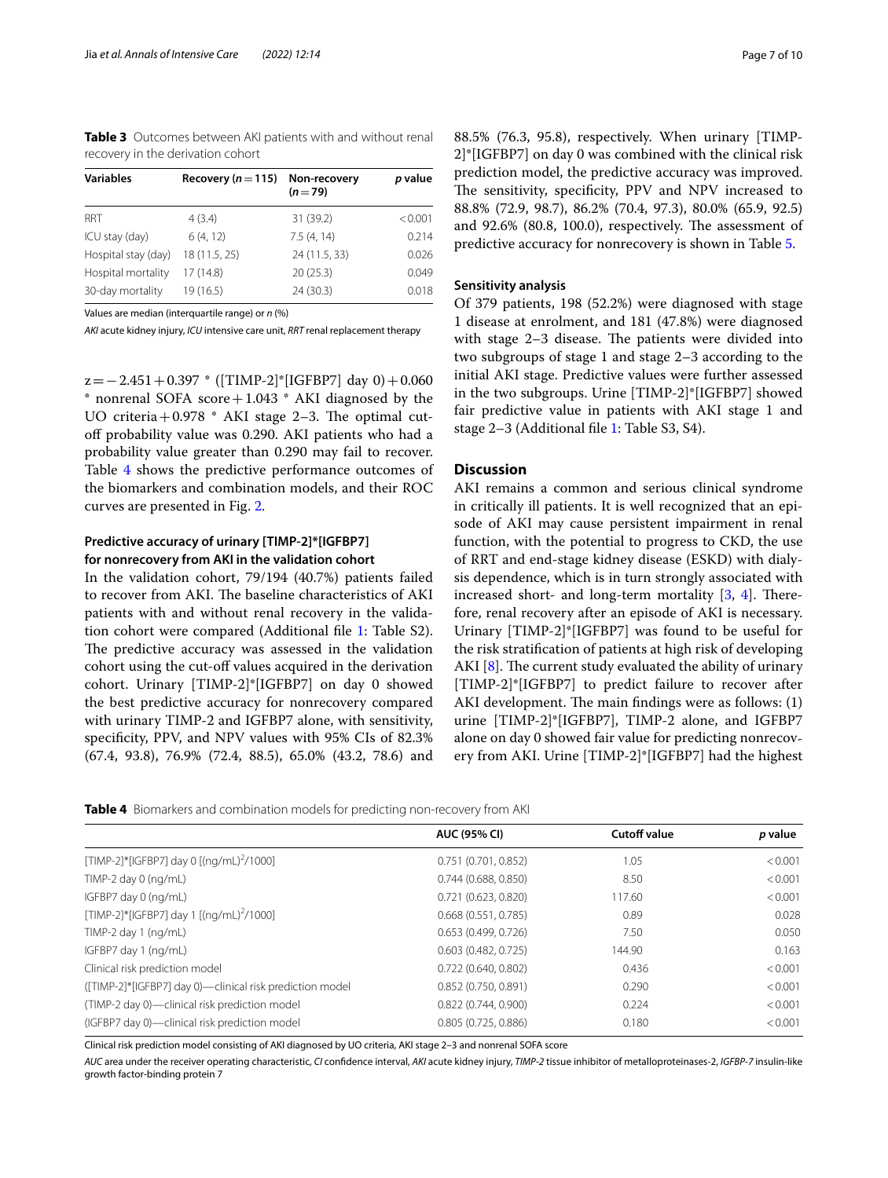**Table 3** Outcomes between AKI patients with and without renal recovery in the derivation cohort

| Variables | Recovery ($n = 115$) | Non-recovery ($n = 79$) | *p* value |
|---|---|---|---|
| RRT | 4 (3.4) | 31 (39.2) | < 0.001 |
| ICU stay (day) | 6 (4, 12) | 7.5 (4, 14) | 0.214 |
| Hospital stay (day) | 18 (11.5, 25) | 24 (11.5, 33) | 0.026 |
| Hospital mortality | 17 (14.8) | 20 (25.3) | 0.049 |
| 30-day mortality | 19 (16.5) | 24 (30.3) | 0.018 |

Values are median (interquartile range) or *n* (%)

*AKI* acute kidney injury, *ICU* intensive care unit, *RRT* renal replacement therapy

$z = -2.451 + 0.397 * ([\text{TIMP-2}]*[\text{IGFBP7}] \text{ day } 0) + 0.060 * \text{nonrenal SOFA score} + 1.043 * \text{AKI diagnosed by the UO criteria} + 0.978 * \text{AKI stage 2–3}$. The optimal cutoff probability value was 0.290. AKI patients who had a probability value greater than 0.290 may fail to recover. Table 4 shows the predictive performance outcomes of the biomarkers and combination models, and their ROC curves are presented in Fig. 2.

### Predictive accuracy of urinary [TIMP-2]*[IGFBP7] for nonrecovery from AKI in the validation cohort

In the validation cohort, 79/194 (40.7%) patients failed to recover from AKI. The baseline characteristics of AKI patients with and without renal recovery in the validation cohort were compared (Additional file 1: Table S2). The predictive accuracy was assessed in the validation cohort using the cut-off values acquired in the derivation cohort. Urinary [TIMP-2]*[IGFBP7] on day 0 showed the best predictive accuracy for nonrecovery compared with urinary TIMP-2 and IGFBP7 alone, with sensitivity, specificity, PPV, and NPV values with 95% CIs of 82.3% (67.4, 93.8), 76.9% (72.4, 88.5), 65.0% (43.2, 78.6) and 88.5% (76.3, 95.8), respectively. When urinary [TIMP-2]*[IGFBP7] on day 0 was combined with the clinical risk prediction model, the predictive accuracy was improved. The sensitivity, specificity, PPV and NPV increased to 88.8% (72.9, 98.7), 86.2% (70.4, 97.3), 80.0% (65.9, 92.5) and 92.6% (80.8, 100.0), respectively. The assessment of predictive accuracy for nonrecovery is shown in Table 5.

### Sensitivity analysis

Of 379 patients, 198 (52.2%) were diagnosed with stage 1 disease at enrolment, and 181 (47.8%) were diagnosed with stage 2–3 disease. The patients were divided into two subgroups of stage 1 and stage 2–3 according to the initial AKI stage. Predictive values were further assessed in the two subgroups. Urine [TIMP-2]*[IGFBP7] showed fair predictive value in patients with AKI stage 1 and stage 2–3 (Additional file 1: Table S3, S4).

## Discussion

AKI remains a common and serious clinical syndrome in critically ill patients. It is well recognized that an episode of AKI may cause persistent impairment in renal function, with the potential to progress to CKD, the use of RRT and end-stage kidney disease (ESKD) with dialysis dependence, which is in turn strongly associated with increased short- and long-term mortality [3, 4]. Therefore, renal recovery after an episode of AKI is necessary. Urinary [TIMP-2]*[IGFBP7] was found to be useful for the risk stratification of patients at high risk of developing AKI [8]. The current study evaluated the ability of urinary [TIMP-2]*[IGFBP7] to predict failure to recover after AKI development. The main findings were as follows: (1) urine [TIMP-2]*[IGFBP7], TIMP-2 alone, and IGFBP7 alone on day 0 showed fair value for predicting nonrecovery from AKI. Urine [TIMP-2]*[IGFBP7] had the highest

**Table 4** Biomarkers and combination models for predicting non-recovery from AKI

| | AUC (95% CI) | Cutoff value | *p* value |
|---|---|---|---|
| [TIMP-2]*[IGFBP7] day 0 [$(\text{ng/mL})^2$/1000] | 0.751 (0.701, 0.852) | 1.05 | < 0.001 |
| TIMP-2 day 0 (ng/mL) | 0.744 (0.688, 0.850) | 8.50 | < 0.001 |
| IGFBP7 day 0 (ng/mL) | 0.721 (0.623, 0.820) | 117.60 | < 0.001 |
| [TIMP-2]*[IGFBP7] day 1 [$(\text{ng/mL})^2$/1000] | 0.668 (0.551, 0.785) | 0.89 | 0.028 |
| TIMP-2 day 1 (ng/mL) | 0.653 (0.499, 0.726) | 7.50 | 0.050 |
| IGFBP7 day 1 (ng/mL) | 0.603 (0.482, 0.725) | 144.90 | 0.163 |
| Clinical risk prediction model | 0.722 (0.640, 0.802) | 0.436 | < 0.001 |
| ([TIMP-2]*[IGFBP7] day 0)—clinical risk prediction model | 0.852 (0.750, 0.891) | 0.290 | < 0.001 |
| (TIMP-2 day 0)—clinical risk prediction model | 0.822 (0.744, 0.900) | 0.224 | < 0.001 |
| (IGFBP7 day 0)—clinical risk prediction model | 0.805 (0.725, 0.886) | 0.180 | < 0.001 |

Clinical risk prediction model consisting of AKI diagnosed by UO criteria, AKI stage 2–3 and nonrenal SOFA score

*AUC* area under the receiver operating characteristic, *CI* confidence interval, *AKI* acute kidney injury, *TIMP-2* tissue inhibitor of metalloproteinases-2, *IGFBP-7* insulin-like growth factor-binding protein 7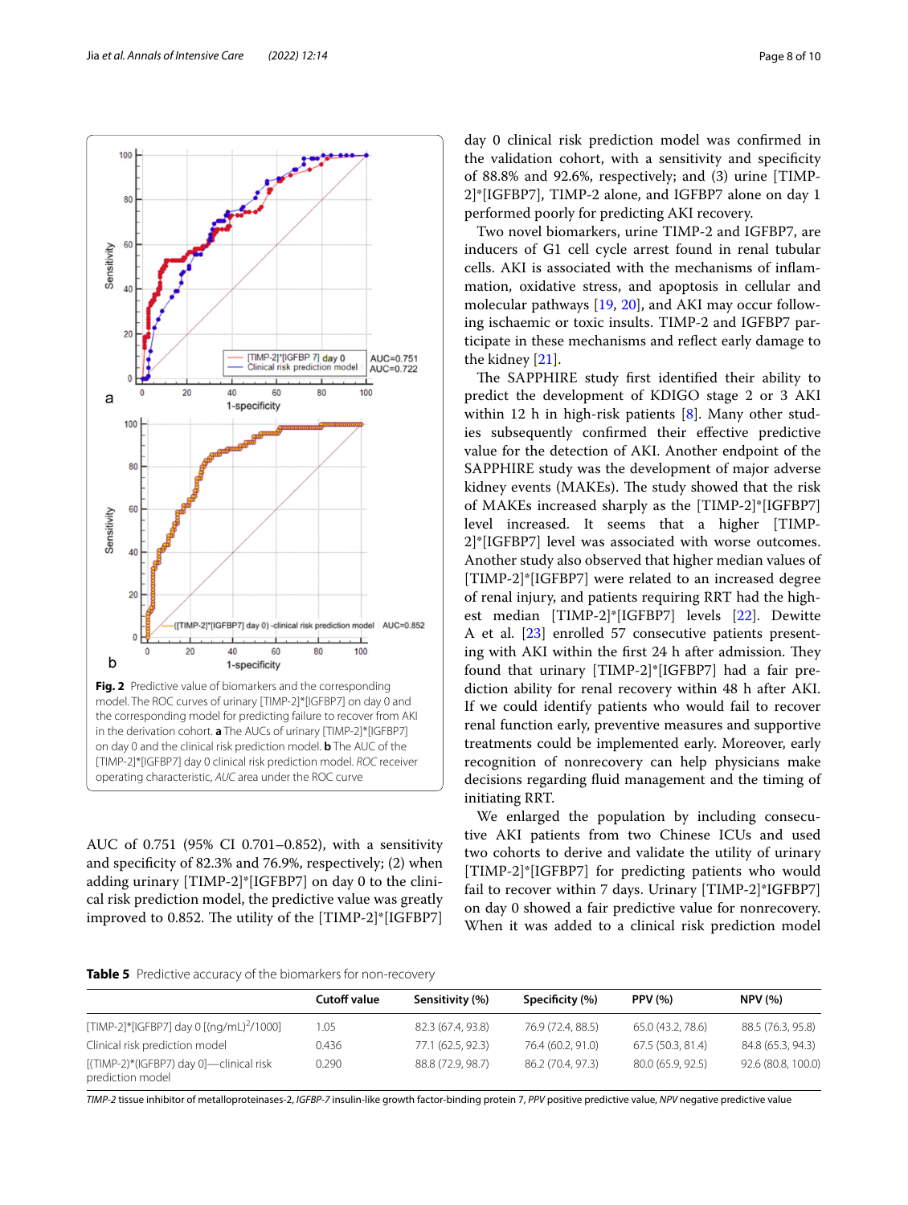Fig. 2 Predictive value of biomarkers and the corresponding model. The ROC curves of urinary [TIMP-2]*[IGFBP7] on day 0 and the corresponding model for predicting failure to recover from AKI in the derivation cohort. **a** The AUCs of urinary [TIMP-2]*[IGFBP7] on day 0 and the clinical risk prediction model. **b** The AUC of the [TIMP-2]*[IGFBP7] day 0 clinical risk prediction model. *ROC* receiver operating characteristic, *AUC* area under the ROC curve

AUC of 0.751 (95% CI 0.701–0.852), with a sensitivity and specificity of 82.3% and 76.9%, respectively; (2) when adding urinary [TIMP-2]*[IGFBP7] on day 0 to the clinical risk prediction model, the predictive value was greatly improved to 0.852. The utility of the [TIMP-2]*[IGFBP7] day 0 clinical risk prediction model was confirmed in the validation cohort, with a sensitivity and specificity of 88.8% and 92.6%, respectively; and (3) urine [TIMP-2]*[IGFBP7], TIMP-2 alone, and IGFBP7 alone on day 1 performed poorly for predicting AKI recovery.

Two novel biomarkers, urine TIMP-2 and IGFBP7, are inducers of G1 cell cycle arrest found in renal tubular cells. AKI is associated with the mechanisms of inflammation, oxidative stress, and apoptosis in cellular and molecular pathways [19, 20], and AKI may occur following ischaemic or toxic insults. TIMP-2 and IGFBP7 participate in these mechanisms and reflect early damage to the kidney [21].

The SAPPHIRE study first identified their ability to predict the development of KDIGO stage 2 or 3 AKI within 12 h in high-risk patients [8]. Many other studies subsequently confirmed their effective predictive value for the detection of AKI. Another endpoint of the SAPPHIRE study was the development of major adverse kidney events (MAKEs). The study showed that the risk of MAKEs increased sharply as the [TIMP-2]*[IGFBP7] level increased. It seems that a higher [TIMP-2]*[IGFBP7] level was associated with worse outcomes. Another study also observed that higher median values of [TIMP-2]*[IGFBP7] were related to an increased degree of renal injury, and patients requiring RRT had the highest median [TIMP-2]*[IGFBP7] levels [22]. Dewitte A et al. [23] enrolled 57 consecutive patients presenting with AKI within the first 24 h after admission. They found that urinary [TIMP-2]*[IGFBP7] had a fair prediction ability for renal recovery within 48 h after AKI. If we could identify patients who would fail to recover renal function early, preventive measures and supportive treatments could be implemented early. Moreover, early recognition of nonrecovery can help physicians make decisions regarding fluid management and the timing of initiating RRT.

We enlarged the population by including consecutive AKI patients from two Chinese ICUs and used two cohorts to derive and validate the utility of urinary [TIMP-2]*[IGFBP7] for predicting patients who would fail to recover within 7 days. Urinary [TIMP-2]*IGFBP7] on day 0 showed a fair predictive value for nonrecovery. When it was added to a clinical risk prediction model

**Table 5** Predictive accuracy of the biomarkers for non-recovery

| | Cutoff value | Sensitivity (%) | Specificity (%) | PPV (%) | NPV (%) |
|---|---|---|---|---|---|
| [TIMP-2]*[IGFBP7] day 0 [(ng/mL)$^2$/1000] | 1.05 | 82.3 (67.4, 93.8) | 76.9 (72.4, 88.5) | 65.0 (43.2, 78.6) | 88.5 (76.3, 95.8) |
| Clinical risk prediction model | 0.436 | 77.1 (62.5, 92.3) | 76.4 (60.2, 91.0) | 67.5 (50.3, 81.4) | 84.8 (65.3, 94.3) |
| [(TIMP-2)*(IGFBP7) day 0]—clinical risk prediction model | 0.290 | 88.8 (72.9, 98.7) | 86.2 (70.4, 97.3) | 80.0 (65.9, 92.5) | 92.6 (80.8, 100.0) |

*TIMP-2* tissue inhibitor of metalloproteinases-2, *IGFBP-7* insulin-like growth factor-binding protein 7, *PPV* positive predictive value, *NPV* negative predictive value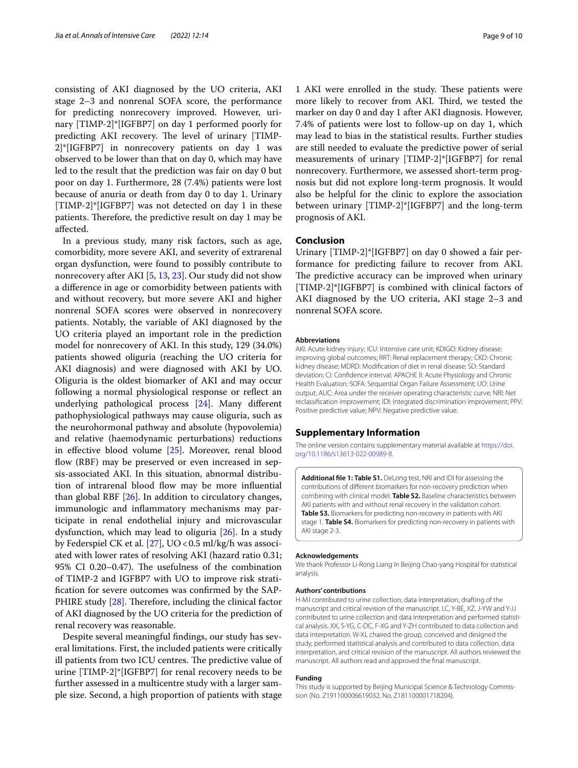consisting of AKI diagnosed by the UO criteria, AKI stage 2–3 and nonrenal SOFA score, the performance for predicting nonrecovery improved. However, urinary [TIMP-2]*[IGFBP7] on day 1 performed poorly for predicting AKI recovery. The level of urinary [TIMP-2]*[IGFBP7] in nonrecovery patients on day 1 was observed to be lower than that on day 0, which may have led to the result that the prediction was fair on day 0 but poor on day 1. Furthermore, 28 (7.4%) patients were lost because of anuria or death from day 0 to day 1. Urinary [TIMP-2]*[IGFBP7] was not detected on day 1 in these patients. Therefore, the predictive result on day 1 may be affected.

In a previous study, many risk factors, such as age, comorbidity, more severe AKI, and severity of extrarenal organ dysfunction, were found to possibly contribute to nonrecovery after AKI [5, 13, 23]. Our study did not show a difference in age or comorbidity between patients with and without recovery, but more severe AKI and higher nonrenal SOFA scores were observed in nonrecovery patients. Notably, the variable of AKI diagnosed by the UO criteria played an important role in the prediction model for nonrecovery of AKI. In this study, 129 (34.0%) patients showed oliguria (reaching the UO criteria for AKI diagnosis) and were diagnosed with AKI by UO. Oliguria is the oldest biomarker of AKI and may occur following a normal physiological response or reflect an underlying pathological process [24]. Many different pathophysiological pathways may cause oliguria, such as the neurohormonal pathway and absolute (hypovolemia) and relative (haemodynamic perturbations) reductions in effective blood volume [25]. Moreover, renal blood flow (RBF) may be preserved or even increased in sepsis-associated AKI. In this situation, abnormal distribution of intrarenal blood flow may be more influential than global RBF [26]. In addition to circulatory changes, immunologic and inflammatory mechanisms may participate in renal endothelial injury and microvascular dysfunction, which may lead to oliguria [26]. In a study by Federspiel CK et al. [27], UO < 0.5 ml/kg/h was associated with lower rates of resolving AKI (hazard ratio 0.31; 95% CI 0.20–0.47). The usefulness of the combination of TIMP-2 and IGFBP7 with UO to improve risk stratification for severe outcomes was confirmed by the SAPPHIRE study [28]. Therefore, including the clinical factor of AKI diagnosed by the UO criteria for the prediction of renal recovery was reasonable.

Despite several meaningful findings, our study has several limitations. First, the included patients were critically ill patients from two ICU centres. The predictive value of urine [TIMP-2]*[IGFBP7] for renal recovery needs to be further assessed in a multicentre study with a larger sample size. Second, a high proportion of patients with stage 1 AKI were enrolled in the study. These patients were more likely to recover from AKI. Third, we tested the marker on day 0 and day 1 after AKI diagnosis. However, 7.4% of patients were lost to follow-up on day 1, which may lead to bias in the statistical results. Further studies are still needed to evaluate the predictive power of serial measurements of urinary [TIMP-2]*[IGFBP7] for renal nonrecovery. Furthermore, we assessed short-term prognosis but did not explore long-term prognosis. It would also be helpful for the clinic to explore the association between urinary [TIMP-2]*[IGFBP7] and the long-term prognosis of AKI.

## Conclusion

Urinary [TIMP-2]*[IGFBP7] on day 0 showed a fair performance for predicting failure to recover from AKI. The predictive accuracy can be improved when urinary [TIMP-2]*[IGFBP7] is combined with clinical factors of AKI diagnosed by the UO criteria, AKI stage 2–3 and nonrenal SOFA score.

#### Abbreviations

AKI: Acute kidney injury; ICU: Intensive care unit; KDIGO: Kidney disease: improving global outcomes; RRT: Renal replacement therapy; CKD: Chronic kidney disease; MDRD: Modification of diet in renal disease; SD: Standard deviation; CI: Confidence interval; APACHE II: Acute Physiology and Chronic Health Evaluation; SOFA: Sequential Organ Failure Assessment; UO: Urine output; AUC: Area under the receiver operating characteristic curve; NRI: Net reclassification improvement; IDI: Integrated discrimination improvement; PPV: Positive predictive value; NPV: Negative predictive value.

## Supplementary Information

The online version contains supplementary material available at https://doi.org/10.1186/s13613-022-00989-8.

**Additional file 1: Table S1.** DeLong test, NRI and IDI for assessing the contributions of different biomarkers for non-recovery prediction when combining with clinical model. **Table S2.** Baseline characteristics between AKI patients with and without renal recovery in the validation cohort. **Table S3.** Biomarkers for predicting non-recovery in patients with AKI stage 1. **Table S4.** Biomarkers for predicting non-recovery in patients with AKI stage 2-3.

#### Acknowledgements

We thank Professor Li-Rong Liang in Beijing Chao-yang Hospital for statistical analysis.

#### Authors' contributions

H-MJ contributed to urine collection, data interpretation, drafting of the manuscript and critical revision of the manuscript. LC, Y-BE, XZ, J-YW and Y-JJ contributed to urine collection and data interpretation and performed statistical analysis. XX, S-YG, C-DC, F-XG and Y-ZH contributed to data collection and data interpretation. W-XL chaired the group, conceived and designed the study, performed statistical analysis and contributed to data collection, data interpretation, and critical revision of the manuscript. All authors reviewed the manuscript. All authors read and approved the final manuscript.

#### Funding

This study is supported by Beijing Municipal Science & Technology Commission (No. Z191100006619032, No. Z181100001718204).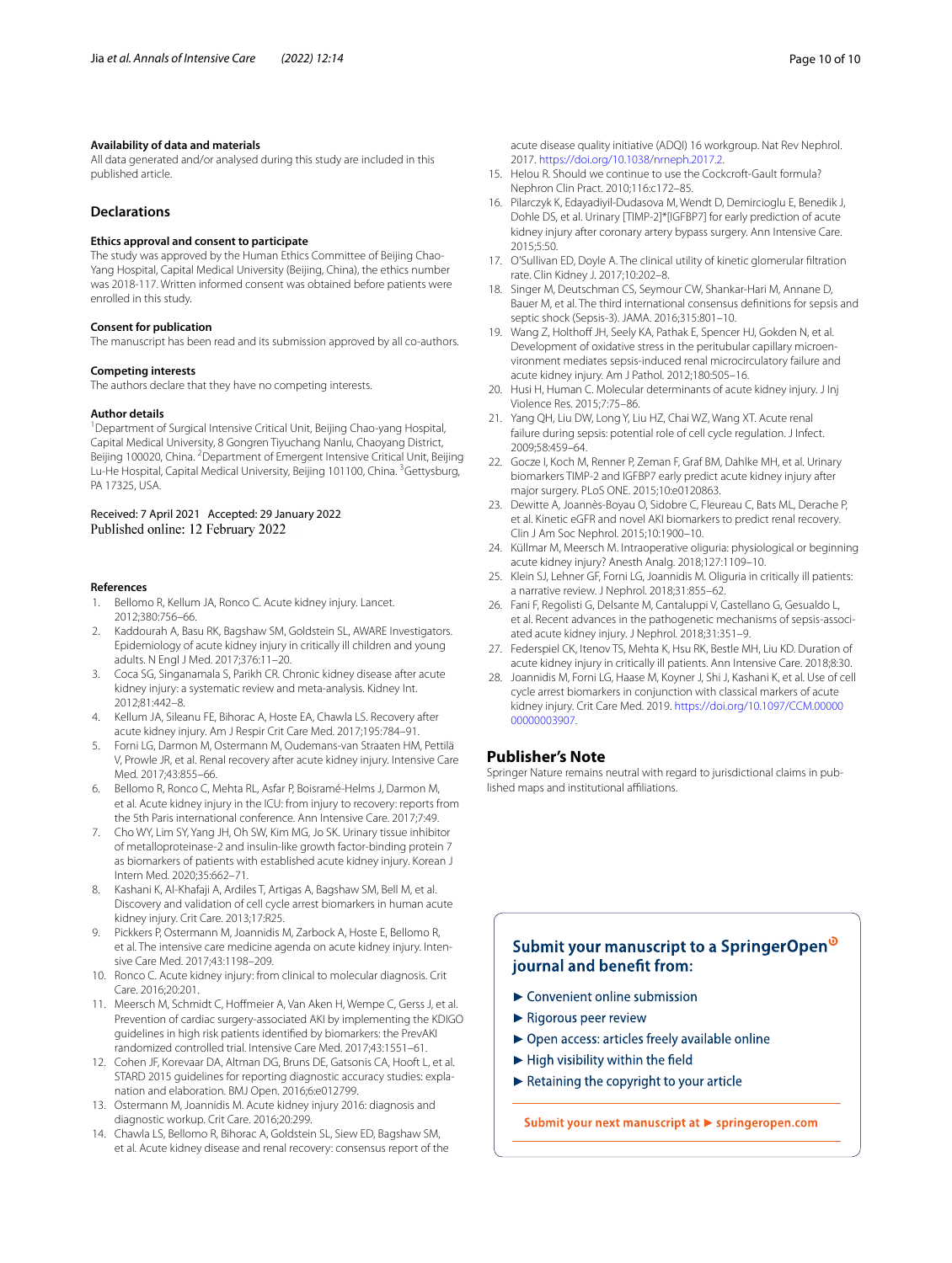#### Availability of data and materials

All data generated and/or analysed during this study are included in this published article.

## Declarations

#### Ethics approval and consent to participate

The study was approved by the Human Ethics Committee of Beijing Chao-Yang Hospital, Capital Medical University (Beijing, China), the ethics number was 2018-117. Written informed consent was obtained before patients were enrolled in this study.

#### Consent for publication

The manuscript has been read and its submission approved by all co-authors.

#### Competing interests

The authors declare that they have no competing interests.

#### Author details

[1] Department of Surgical Intensive Critical Unit, Beijing Chao-yang Hospital, Capital Medical University, 8 Gongren Tiyuchang Nanlu, Chaoyang District, Beijing 100020, China. [2] Department of Emergent Intensive Critical Unit, Beijing Lu-He Hospital, Capital Medical University, Beijing 101100, China. [3] Gettysburg, PA 17325, USA.

Received: 7 April 2021 Accepted: 29 January 2022
Published online: 12 February 2022

#### References

1. Bellomo R, Kellum JA, Ronco C. Acute kidney injury. Lancet. 2012;380:756–66.
2. Kaddourah A, Basu RK, Bagshaw SM, Goldstein SL, AWARE Investigators. Epidemiology of acute kidney injury in critically ill children and young adults. N Engl J Med. 2017;376:11–20.
3. Coca SG, Singanamala S, Parikh CR. Chronic kidney disease after acute kidney injury: a systematic review and meta-analysis. Kidney Int. 2012;81:442–8.
4. Kellum JA, Sileanu FE, Bihorac A, Hoste EA, Chawla LS. Recovery after acute kidney injury. Am J Respir Crit Care Med. 2017;195:784–91.
5. Forni LG, Darmon M, Ostermann M, Oudemans-van Straaten HM, Pettilä V, Prowle JR, et al. Renal recovery after acute kidney injury. Intensive Care Med. 2017;43:855–66.
6. Bellomo R, Ronco C, Mehta RL, Asfar P, Boisramé-Helms J, Darmon M, et al. Acute kidney injury in the ICU: from injury to recovery: reports from the 5th Paris international conference. Ann Intensive Care. 2017;7:49.
7. Cho WY, Lim SY, Yang JH, Oh SW, Kim MG, Jo SK. Urinary tissue inhibitor of metalloproteinase-2 and insulin-like growth factor-binding protein 7 as biomarkers of patients with established acute kidney injury. Korean J Intern Med. 2020;35:662–71.
8. Kashani K, Al-Khafaji A, Ardiles T, Artigas A, Bagshaw SM, Bell M, et al. Discovery and validation of cell cycle arrest biomarkers in human acute kidney injury. Crit Care. 2013;17:R25.
9. Pickkers P, Ostermann M, Joannidis M, Zarbock A, Hoste E, Bellomo R, et al. The intensive care medicine agenda on acute kidney injury. Intensive Care Med. 2017;43:1198–209.
10. Ronco C. Acute kidney injury: from clinical to molecular diagnosis. Crit Care. 2016;20:201.
11. Meersch M, Schmidt C, Hoffmeier A, Van Aken H, Wempe C, Gerss J, et al. Prevention of cardiac surgery-associated AKI by implementing the KDIGO guidelines in high risk patients identified by biomarkers: the PrevAKI randomized controlled trial. Intensive Care Med. 2017;43:1551–61.
12. Cohen JF, Korevaar DA, Altman DG, Bruns DE, Gatsonis CA, Hooft L, et al. STARD 2015 guidelines for reporting diagnostic accuracy studies: explanation and elaboration. BMJ Open. 2016;6:e012799.
13. Ostermann M, Joannidis M. Acute kidney injury 2016: diagnosis and diagnostic workup. Crit Care. 2016;20:299.
14. Chawla LS, Bellomo R, Bihorac A, Goldstein SL, Siew ED, Bagshaw SM, et al. Acute kidney disease and renal recovery: consensus report of the acute disease quality initiative (ADQI) 16 workgroup. Nat Rev Nephrol. 2017. https://doi.org/10.1038/nrneph.2017.2.
15. Helou R. Should we continue to use the Cockcroft-Gault formula? Nephron Clin Pract. 2010;116:c172–85.
16. Pilarczyk K, Edayadiyil-Dudasova M, Wendt D, Demircioglu E, Benedik J, Dohle DS, et al. Urinary [TIMP-2]*[IGFBP7] for early prediction of acute kidney injury after coronary artery bypass surgery. Ann Intensive Care. 2015;5:50.
17. O'Sullivan ED, Doyle A. The clinical utility of kinetic glomerular filtration rate. Clin Kidney J. 2017;10:202–8.
18. Singer M, Deutschman CS, Seymour CW, Shankar-Hari M, Annane D, Bauer M, et al. The third international consensus definitions for sepsis and septic shock (Sepsis-3). JAMA. 2016;315:801–10.
19. Wang Z, Holthoff JH, Seely KA, Pathak E, Spencer HJ, Gokden N, et al. Development of oxidative stress in the peritubular capillary microenvironment mediates sepsis-induced renal microcirculatory failure and acute kidney injury. Am J Pathol. 2012;180:505–16.
20. Husi H, Human C. Molecular determinants of acute kidney injury. J Inj Violence Res. 2015;7:75–86.
21. Yang QH, Liu DW, Long Y, Liu HZ, Chai WZ, Wang XT. Acute renal failure during sepsis: potential role of cell cycle regulation. J Infect. 2009;58:459–64.
22. Gocze I, Koch M, Renner P, Zeman F, Graf BM, Dahlke MH, et al. Urinary biomarkers TIMP-2 and IGFBP7 early predict acute kidney injury after major surgery. PLoS ONE. 2015;10:e0120863.
23. Dewitte A, Joannès-Boyau O, Sidobre C, Fleureau C, Bats ML, Derache P, et al. Kinetic eGFR and novel AKI biomarkers to predict renal recovery. Clin J Am Soc Nephrol. 2015;10:1900–10.
24. Küllmar M, Meersch M. Intraoperative oliguria: physiological or beginning acute kidney injury? Anesth Analg. 2018;127:1109–10.
25. Klein SJ, Lehner GF, Forni LG, Joannidis M. Oliguria in critically ill patients: a narrative review. J Nephrol. 2018;31:855–62.
26. Fani F, Regolisti G, Delsante M, Cantaluppi V, Castellano G, Gesualdo L, et al. Recent advances in the pathogenetic mechanisms of sepsis-associated acute kidney injury. J Nephrol. 2018;31:351–9.
27. Federspiel CK, Itenov TS, Mehta K, Hsu RK, Bestle MH, Liu KD. Duration of acute kidney injury in critically ill patients. Ann Intensive Care. 2018;8:30.
28. Joannidis M, Forni LG, Haase M, Koyner J, Shi J, Kashani K, et al. Use of cell cycle arrest biomarkers in conjunction with classical markers of acute kidney injury. Crit Care Med. 2019. https://doi.org/10.1097/CCM.0000000000003907.

## Publisher's Note

Springer Nature remains neutral with regard to jurisdictional claims in published maps and institutional affiliations.

**Submit your manuscript to a SpringerOpen journal and benefit from:**

- ► Convenient online submission
- ► Rigorous peer review
- ► Open access: articles freely available online
- ► High visibility within the field
- ► Retaining the copyright to your article

Submit your next manuscript at ► springeropen.com